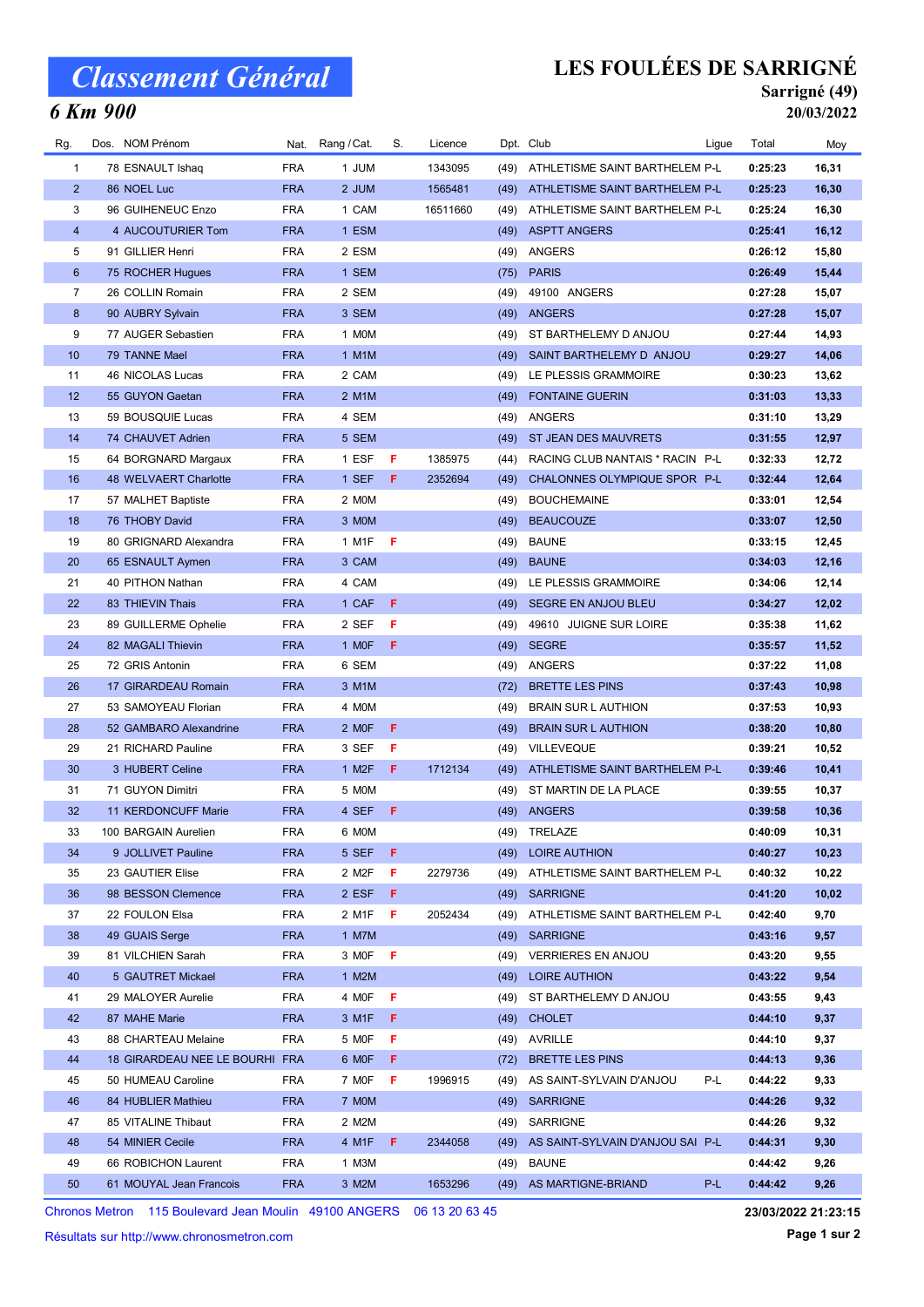# Classement Général

## 6 Km 900

# LES FOULÉES DE SARRIGNÉ

**Sarrigné (49)**

**20/03/2022**

| Rg. | Dos. | NOM Prénom | Nat. | Rang / Cat. | S. | Licence | Dpt. | Club | Ligue | Total | Moy |
|---|---|---|---|---|---|---|---|---|---|---|---|
| 1 | 78 | ESNAULT Ishaq | FRA | 1 JUM | | 1343095 | (49) | ATHLETISME SAINT BARTHELEM | P-L | 0:25:23 | 16,31 |
| 2 | 86 | NOEL Luc | FRA | 2 JUM | | 1565481 | (49) | ATHLETISME SAINT BARTHELEM | P-L | 0:25:23 | 16,30 |
| 3 | 96 | GUIHENEUC Enzo | FRA | 1 CAM | | 16511660 | (49) | ATHLETISME SAINT BARTHELEM | P-L | 0:25:24 | 16,30 |
| 4 | 4 | AUCOUTURIER Tom | FRA | 1 ESM | | | (49) | ASPTT ANGERS | | 0:25:41 | 16,12 |
| 5 | 91 | GILLIER Henri | FRA | 2 ESM | | | (49) | ANGERS | | 0:26:12 | 15,80 |
| 6 | 75 | ROCHER Hugues | FRA | 1 SEM | | | (75) | PARIS | | 0:26:49 | 15,44 |
| 7 | 26 | COLLIN Romain | FRA | 2 SEM | | | (49) | 49100 ANGERS | | 0:27:28 | 15,07 |
| 8 | 90 | AUBRY Sylvain | FRA | 3 SEM | | | (49) | ANGERS | | 0:27:28 | 15,07 |
| 9 | 77 | AUGER Sebastien | FRA | 1 M0M | | | (49) | ST BARTHELEMY D ANJOU | | 0:27:44 | 14,93 |
| 10 | 79 | TANNE Mael | FRA | 1 M1M | | | (49) | SAINT BARTHELEMY D ANJOU | | 0:29:27 | 14,06 |
| 11 | 46 | NICOLAS Lucas | FRA | 2 CAM | | | (49) | LE PLESSIS GRAMMOIRE | | 0:30:23 | 13,62 |
| 12 | 55 | GUYON Gaetan | FRA | 2 M1M | | | (49) | FONTAINE GUERIN | | 0:31:03 | 13,33 |
| 13 | 59 | BOUSQUIE Lucas | FRA | 4 SEM | | | (49) | ANGERS | | 0:31:10 | 13,29 |
| 14 | 74 | CHAUVET Adrien | FRA | 5 SEM | | | (49) | ST JEAN DES MAUVRETS | | 0:31:55 | 12,97 |
| 15 | 64 | BORGNARD Margaux | FRA | 1 ESF | F | 1385975 | (44) | RACING CLUB NANTAIS * RACIN | P-L | 0:32:33 | 12,72 |
| 16 | 48 | WELVAERT Charlotte | FRA | 1 SEF | F | 2352694 | (49) | CHALONNES OLYMPIQUE SPOR | P-L | 0:32:44 | 12,64 |
| 17 | 57 | MALHET Baptiste | FRA | 2 M0M | | | (49) | BOUCHEMAINE | | 0:33:01 | 12,54 |
| 18 | 76 | THOBY David | FRA | 3 M0M | | | (49) | BEAUCOUZE | | 0:33:07 | 12,50 |
| 19 | 80 | GRIGNARD Alexandra | FRA | 1 M1F | F | | (49) | BAUNE | | 0:33:15 | 12,45 |
| 20 | 65 | ESNAULT Aymen | FRA | 3 CAM | | | (49) | BAUNE | | 0:34:03 | 12,16 |
| 21 | 40 | PITHON Nathan | FRA | 4 CAM | | | (49) | LE PLESSIS GRAMMOIRE | | 0:34:06 | 12,14 |
| 22 | 83 | THIEVIN Thais | FRA | 1 CAF | F | | (49) | SEGRE EN ANJOU BLEU | | 0:34:27 | 12,02 |
| 23 | 89 | GUILLERME Ophelie | FRA | 2 SEF | F | | (49) | 49610 JUIGNE SUR LOIRE | | 0:35:38 | 11,62 |
| 24 | 82 | MAGALI Thievin | FRA | 1 M0F | F | | (49) | SEGRE | | 0:35:57 | 11,52 |
| 25 | 72 | GRIS Antonin | FRA | 6 SEM | | | (49) | ANGERS | | 0:37:22 | 11,08 |
| 26 | 17 | GIRARDEAU Romain | FRA | 3 M1M | | | (72) | BRETTE LES PINS | | 0:37:43 | 10,98 |
| 27 | 53 | SAMOYEAU Florian | FRA | 4 M0M | | | (49) | BRAIN SUR L AUTHION | | 0:37:53 | 10,93 |
| 28 | 52 | GAMBARO Alexandrine | FRA | 2 M0F | F | | (49) | BRAIN SUR L AUTHION | | 0:38:20 | 10,80 |
| 29 | 21 | RICHARD Pauline | FRA | 3 SEF | F | | (49) | VILLEVEQUE | | 0:39:21 | 10,52 |
| 30 | 3 | HUBERT Celine | FRA | 1 M2F | F | 1712134 | (49) | ATHLETISME SAINT BARTHELEM | P-L | 0:39:46 | 10,41 |
| 31 | 71 | GUYON Dimitri | FRA | 5 M0M | | | (49) | ST MARTIN DE LA PLACE | | 0:39:55 | 10,37 |
| 32 | 11 | KERDONCUFF Marie | FRA | 4 SEF | F | | (49) | ANGERS | | 0:39:58 | 10,36 |
| 33 | 100 | BARGAIN Aurelien | FRA | 6 M0M | | | (49) | TRELAZE | | 0:40:09 | 10,31 |
| 34 | 9 | JOLLIVET Pauline | FRA | 5 SEF | F | | (49) | LOIRE AUTHION | | 0:40:27 | 10,23 |
| 35 | 23 | GAUTIER Elise | FRA | 2 M2F | F | 2279736 | (49) | ATHLETISME SAINT BARTHELEM | P-L | 0:40:32 | 10,22 |
| 36 | 98 | BESSON Clemence | FRA | 2 ESF | F | | (49) | SARRIGNE | | 0:41:20 | 10,02 |
| 37 | 22 | FOULON Elsa | FRA | 2 M1F | F | 2052434 | (49) | ATHLETISME SAINT BARTHELEM | P-L | 0:42:40 | 9,70 |
| 38 | 49 | GUAIS Serge | FRA | 1 M7M | | | (49) | SARRIGNE | | 0:43:16 | 9,57 |
| 39 | 81 | VILCHIEN Sarah | FRA | 3 M0F | F | | (49) | VERRIERES EN ANJOU | | 0:43:20 | 9,55 |
| 40 | 5 | GAUTRET Mickael | FRA | 1 M2M | | | (49) | LOIRE AUTHION | | 0:43:22 | 9,54 |
| 41 | 29 | MALOYER Aurelie | FRA | 4 M0F | F | | (49) | ST BARTHELEMY D ANJOU | | 0:43:55 | 9,43 |
| 42 | 87 | MAHE Marie | FRA | 3 M1F | F | | (49) | CHOLET | | 0:44:10 | 9,37 |
| 43 | 88 | CHARTEAU Melaine | FRA | 5 M0F | F | | (49) | AVRILLE | | 0:44:10 | 9,37 |
| 44 | 18 | GIRARDEAU NEE LE BOURHI | FRA | 6 M0F | F | | (72) | BRETTE LES PINS | | 0:44:13 | 9,36 |
| 45 | 50 | HUMEAU Caroline | FRA | 7 M0F | F | 1996915 | (49) | AS SAINT-SYLVAIN D'ANJOU | P-L | 0:44:22 | 9,33 |
| 46 | 84 | HUBLIER Mathieu | FRA | 7 M0M | | | (49) | SARRIGNE | | 0:44:26 | 9,32 |
| 47 | 85 | VITALINE Thibaut | FRA | 2 M2M | | | (49) | SARRIGNE | | 0:44:26 | 9,32 |
| 48 | 54 | MINIER Cecile | FRA | 4 M1F | F | 2344058 | (49) | AS SAINT-SYLVAIN D'ANJOU SAI | P-L | 0:44:31 | 9,30 |
| 49 | 66 | ROBICHON Laurent | FRA | 1 M3M | | | (49) | BAUNE | | 0:44:42 | 9,26 |
| 50 | 61 | MOUYAL Jean Francois | FRA | 3 M2M | | 1653296 | (49) | AS MARTIGNE-BRIAND | P-L | 0:44:42 | 9,26 |

Chronos Metron 115 Boulevard Jean Moulin 49100 ANGERS 06 13 20 63 45

**23/03/2022 21:23:15**

Résultats sur http://www.chronosmetron.com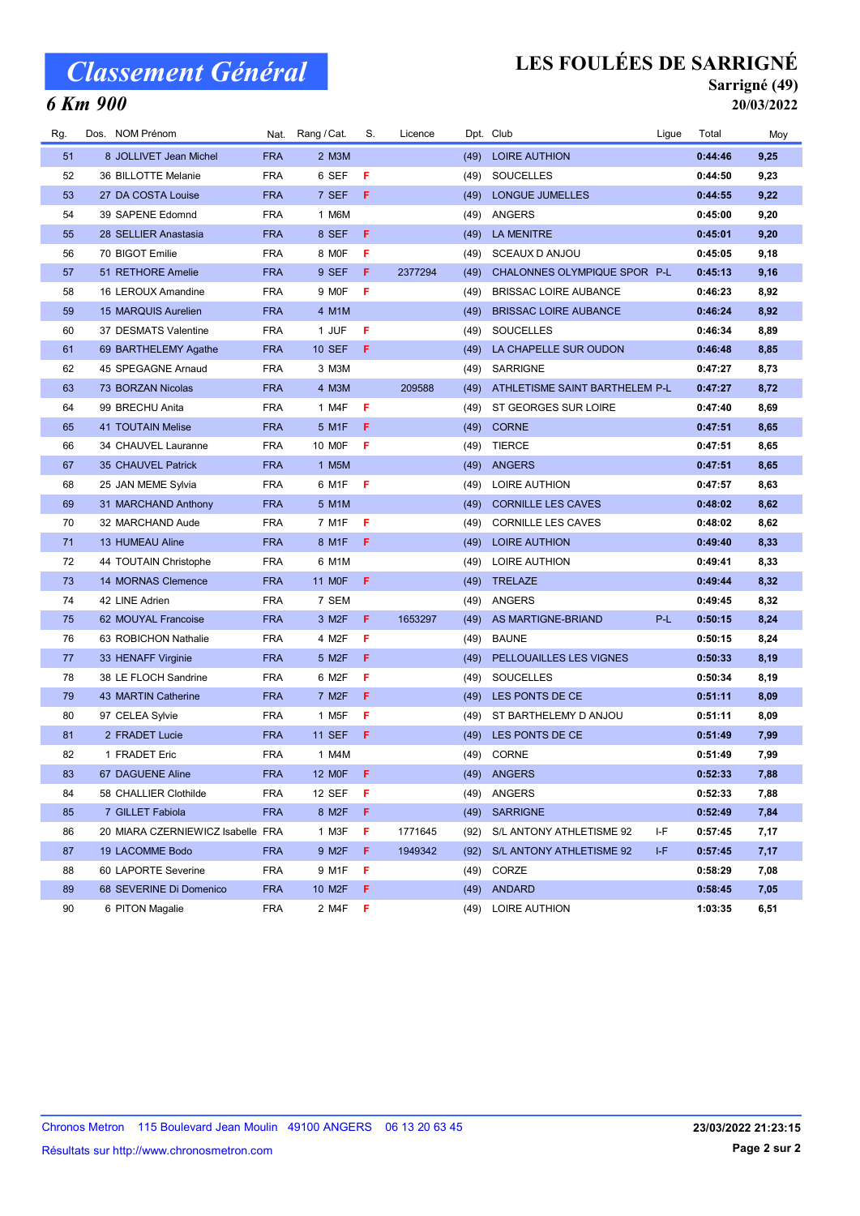# Classement Général

## 6 Km 900

## LES FOULÉES DE SARRIGNÉ

**Sarrigné (49)**

**20/03/2022**

| Rg. | Dos. | NOM Prénom | Nat. | Rang / Cat. | S. | Licence | Dpt. | Club | Ligue | Total | Moy |
|---|---|---|---|---|---|---|---|---|---|---|---|
| 51 | 8 | JOLLIVET Jean Michel | FRA | 2 M3M | | | (49) | LOIRE AUTHION | | 0:44:46 | 9,25 |
| 52 | 36 | BILLOTTE Melanie | FRA | 6 SEF | F | | (49) | SOUCELLES | | 0:44:50 | 9,23 |
| 53 | 27 | DA COSTA Louise | FRA | 7 SEF | F | | (49) | LONGUE JUMELLES | | 0:44:55 | 9,22 |
| 54 | 39 | SAPENE Edomnd | FRA | 1 M6M | | | (49) | ANGERS | | 0:45:00 | 9,20 |
| 55 | 28 | SELLIER Anastasia | FRA | 8 SEF | F | | (49) | LA MENITRE | | 0:45:01 | 9,20 |
| 56 | 70 | BIGOT Emilie | FRA | 8 M0F | F | | (49) | SCEAUX D ANJOU | | 0:45:05 | 9,18 |
| 57 | 51 | RETHORE Amelie | FRA | 9 SEF | F | 2377294 | (49) | CHALONNES OLYMPIQUE SPOR | P-L | 0:45:13 | 9,16 |
| 58 | 16 | LEROUX Amandine | FRA | 9 M0F | F | | (49) | BRISSAC LOIRE AUBANCE | | 0:46:23 | 8,92 |
| 59 | 15 | MARQUIS Aurelien | FRA | 4 M1M | | | (49) | BRISSAC LOIRE AUBANCE | | 0:46:24 | 8,92 |
| 60 | 37 | DESMATS Valentine | FRA | 1 JUF | F | | (49) | SOUCELLES | | 0:46:34 | 8,89 |
| 61 | 69 | BARTHELEMY Agathe | FRA | 10 SEF | F | | (49) | LA CHAPELLE SUR OUDON | | 0:46:48 | 8,85 |
| 62 | 45 | SPEGAGNE Arnaud | FRA | 3 M3M | | | (49) | SARRIGNE | | 0:47:27 | 8,73 |
| 63 | 73 | BORZAN Nicolas | FRA | 4 M3M | | 209588 | (49) | ATHLETISME SAINT BARTHELEM | P-L | 0:47:27 | 8,72 |
| 64 | 99 | BRECHU Anita | FRA | 1 M4F | F | | (49) | ST GEORGES SUR LOIRE | | 0:47:40 | 8,69 |
| 65 | 41 | TOUTAIN Melise | FRA | 5 M1F | F | | (49) | CORNE | | 0:47:51 | 8,65 |
| 66 | 34 | CHAUVEL Lauranne | FRA | 10 M0F | F | | (49) | TIERCE | | 0:47:51 | 8,65 |
| 67 | 35 | CHAUVEL Patrick | FRA | 1 M5M | | | (49) | ANGERS | | 0:47:51 | 8,65 |
| 68 | 25 | JAN MEME Sylvia | FRA | 6 M1F | F | | (49) | LOIRE AUTHION | | 0:47:57 | 8,63 |
| 69 | 31 | MARCHAND Anthony | FRA | 5 M1M | | | (49) | CORNILLE LES CAVES | | 0:48:02 | 8,62 |
| 70 | 32 | MARCHAND Aude | FRA | 7 M1F | F | | (49) | CORNILLE LES CAVES | | 0:48:02 | 8,62 |
| 71 | 13 | HUMEAU Aline | FRA | 8 M1F | F | | (49) | LOIRE AUTHION | | 0:49:40 | 8,33 |
| 72 | 44 | TOUTAIN Christophe | FRA | 6 M1M | | | (49) | LOIRE AUTHION | | 0:49:41 | 8,33 |
| 73 | 14 | MORNAS Clemence | FRA | 11 M0F | F | | (49) | TRELAZE | | 0:49:44 | 8,32 |
| 74 | 42 | LINE Adrien | FRA | 7 SEM | | | (49) | ANGERS | | 0:49:45 | 8,32 |
| 75 | 62 | MOUYAL Francoise | FRA | 3 M2F | F | 1653297 | (49) | AS MARTIGNE-BRIAND | P-L | 0:50:15 | 8,24 |
| 76 | 63 | ROBICHON Nathalie | FRA | 4 M2F | F | | (49) | BAUNE | | 0:50:15 | 8,24 |
| 77 | 33 | HENAFF Virginie | FRA | 5 M2F | F | | (49) | PELLOUAILLES LES VIGNES | | 0:50:33 | 8,19 |
| 78 | 38 | LE FLOCH Sandrine | FRA | 6 M2F | F | | (49) | SOUCELLES | | 0:50:34 | 8,19 |
| 79 | 43 | MARTIN Catherine | FRA | 7 M2F | F | | (49) | LES PONTS DE CE | | 0:51:11 | 8,09 |
| 80 | 97 | CELEA Sylvie | FRA | 1 M5F | F | | (49) | ST BARTHELEMY D ANJOU | | 0:51:11 | 8,09 |
| 81 | 2 | FRADET Lucie | FRA | 11 SEF | F | | (49) | LES PONTS DE CE | | 0:51:49 | 7,99 |
| 82 | 1 | FRADET Eric | FRA | 1 M4M | | | (49) | CORNE | | 0:51:49 | 7,99 |
| 83 | 67 | DAGUENE Aline | FRA | 12 M0F | F | | (49) | ANGERS | | 0:52:33 | 7,88 |
| 84 | 58 | CHALLIER Clothilde | FRA | 12 SEF | F | | (49) | ANGERS | | 0:52:33 | 7,88 |
| 85 | 7 | GILLET Fabiola | FRA | 8 M2F | F | | (49) | SARRIGNE | | 0:52:49 | 7,84 |
| 86 | 20 | MIARA CZERNIEWICZ Isabelle | FRA | 1 M3F | F | 1771645 | (92) | S/L ANTONY ATHLETISME 92 | I-F | 0:57:45 | 7,17 |
| 87 | 19 | LACOMME Bodo | FRA | 9 M2F | F | 1949342 | (92) | S/L ANTONY ATHLETISME 92 | I-F | 0:57:45 | 7,17 |
| 88 | 60 | LAPORTE Severine | FRA | 9 M1F | F | | (49) | CORZE | | 0:58:29 | 7,08 |
| 89 | 68 | SEVERINE Di Domenico | FRA | 10 M2F | F | | (49) | ANDARD | | 0:58:45 | 7,05 |
| 90 | 6 | PITON Magalie | FRA | 2 M4F | F | | (49) | LOIRE AUTHION | | 1:03:35 | 6,51 |

Chronos Metron 115 Boulevard Jean Moulin 49100 ANGERS 06 13 20 63 45

Résultats sur http://www.chronosmetron.com

**23/03/2022 21:23:15**